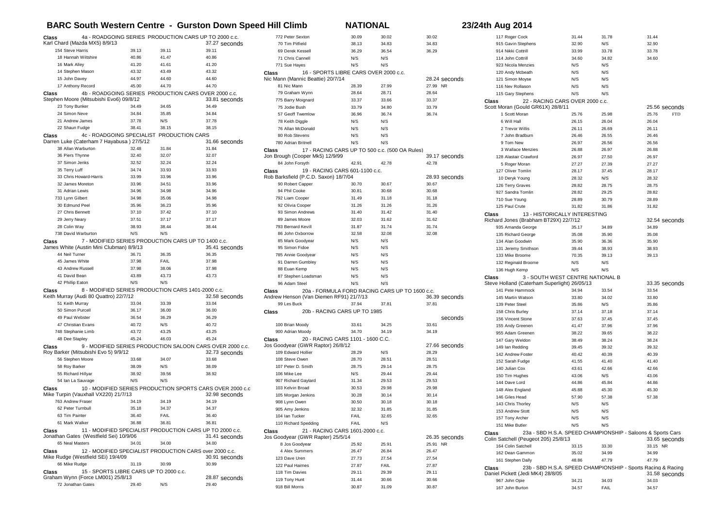# BARC South Western Centre - Gurston Down Speed Hill Climb

**NATIONAL** — 23/24th Aug 2014

**Class 4a - ROADGOING SERIES PRODUCTION CARS UP TO 2000 c.c.**
Karl Chard (Mazda MX5) 8/9/13 — 37.27 seconds

| Competitor | Run 1 | Run 2 | Best |
|---|---|---|---|
| 154 Steve Harris | 39.13 | 39.11 | 39.11 |
| 18 Hannah Wiltshire | 40.86 | 41.47 | 40.86 |
| 16 Mark Alley | 41.20 | 41.61 | 41.20 |
| 14 Stephen Mason | 43.32 | 43.49 | 43.32 |
| 15 John Davey | 44.97 | 44.60 | 44.60 |
| 17 Anthony Record | 45.00 | 44.70 | 44.70 |

**Class 4b - ROADGOING SERIES PRODUCTION CARS OVER 2000 c.c.**
Stephen Moore (Mitsubishi Evo6) 09/8/12 — 33.81 seconds

| Competitor | Run 1 | Run 2 | Best |
|---|---|---|---|
| 23 Tony Bunker | 34.49 | 34.65 | 34.49 |
| 24 Simon Neve | 34.84 | 35.85 | 34.84 |
| 21 Andrew James | 37.78 | N/S | 37.78 |
| 22 Shaun Fudge | 38.41 | 38.15 | 38.15 |

**Class 4c - ROADGOING SPECIALIST PRODUCTION CARS**
Darren Luke (Caterham 7 Hayabusa ) 27/5/12 — 31.66 seconds

| Competitor | Run 1 | Run 2 | Best |
|---|---|---|---|
| 38 Allan Warburton | 32.48 | 31.84 | 31.84 |
| 36 Piers Thynne | 32.40 | 32.07 | 32.07 |
| 37 Simon Jenks | 32.52 | 32.24 | 32.24 |
| 35 Terry Luff | 34.74 | 33.93 | 33.93 |
| 33 Chris Howard-Harris | 33.99 | 33.96 | 33.96 |
| 32 James Moreton | 33.96 | 34.51 | 33.96 |
| 31 Adrian Lewis | 34.96 | 34.98 | 34.96 |
| 733 Lynn Gilbert | 34.98 | 35.06 | 34.98 |
| 30 Edmund Peel | 35.96 | 36.23 | 35.96 |
| 27 Chris Bennett | 37.10 | 37.42 | 37.10 |
| 29 Jerry Neary | 37.51 | 37.17 | 37.17 |
| 28 Colin Way | 38.93 | 38.44 | 38.44 |
| 738 David Warburton | N/S | N/S | |

**Class 7 - MODIFIED SERIES PRODUCTION CARS UP TO 1400 c.c.**
James White (Austin Mini Clubman) 8/9/13 — 35.41 seconds

| Competitor | Run 1 | Run 2 | Best |
|---|---|---|---|
| 44 Neil Turner | 36.71 | 36.35 | 36.35 |
| 45 James White | 37.98 | FAIL | 37.98 |
| 43 Andrew Russell | 37.98 | 38.06 | 37.98 |
| 41 David Bean | 43.89 | 43.73 | 43.73 |
| 42 Phillip Eaton | N/S | N/S | |

**Class 8 - MODIFIED SERIES PRODUCTION CARS 1401-2000 c.c.**
Keith Murray (Audi 80 Quattro) 22/7/12 — 32.58 seconds

| Competitor | Run 1 | Run 2 | Best |
|---|---|---|---|
| 51 Keith Murray | 33.04 | 33.39 | 33.04 |
| 50 Simon Purcell | 36.17 | 36.00 | 36.00 |
| 49 Paul Webster | 36.54 | 36.29 | 36.29 |
| 47 Christian Evans | 40.72 | N/S | 40.72 |
| 748 Stephanie Limb | 43.72 | 43.25 | 43.25 |
| 48 Dee Stapley | 45.24 | 46.03 | 45.24 |

**Class 9 - MODIFIED SERIES PRODUCTION SALOON CARS OVER 2000 c.c.**
Roy Barker (Mitsubishi Evo 5) 9/9/12 — 32.73 seconds

| Competitor | Run 1 | Run 2 | Best |
|---|---|---|---|
| 56 Stephen Moore | 33.68 | 34.07 | 33.68 |
| 58 Roy Barker | 38.09 | N/S | 38.09 |
| 55 Richard Hillyar | 38.92 | 39.56 | 38.92 |
| 54 Ian La Sauvage | N/S | N/S | |

**Class 10 - MODIFIED SERIES PRODUCTION SPORTS CARS OVER 2000 c.c**
Mike Turpin (Vauxhall VX220) 21/7/13 — 32.98 seconds

| Competitor | Run 1 | Run 2 | Best |
|---|---|---|---|
| 763 Andrew Fraser | 34.19 | 34.19 | 34.19 |
| 62 Peter Turnbull | 35.18 | 34.37 | 34.37 |
| 63 Tim Painter | 36.40 | FAIL | 36.40 |
| 61 Mark Walker | 36.88 | 36.81 | 36.81 |

**Class 11 - MODIFIED SPECIALIST PRODUCTION CARS UP TO 2000 c.c.**
Jonathan Gates (Westfield Sei) 10/9/06 — 31.41 seconds

| Competitor | Run 1 | Run 2 | Best |
|---|---|---|---|
| 65 Neal Masters | 34.01 | 34.00 | 34.00 |

**Class 12 - MODIFIED SPECIALIST PRODUCTION CARS over 2000 c.c.**
Mike Rudge (Westfield SEi) 19/4/09 — 30.91 seconds

| Competitor | Run 1 | Run 2 | Best |
|---|---|---|---|
| 66 Mike Rudge | 31.19 | 30.99 | 30.99 |

**Class 15 - SPORTS LIBRE CARS UP TO 2000 c.c.**
Graham Wynn (Force LM001) 25/8/13 — 28.87 seconds

| Competitor | Run 1 | Run 2 | Best |
|---|---|---|---|
| 72 Jonathan Gates | 29.40 | N/S | 29.40 |
| 772 Peter Sexton | 30.09 | 30.02 | 30.02 |
| 70 Tim Pitfield | 38.13 | 34.83 | 34.83 |
| 69 Derek Kessell | 36.29 | 36.54 | 36.29 |
| 71 Chris Cannell | N/S | N/S | |
| 771 Sue Hayes | N/S | N/S | |

**Class 16 - SPORTS LIBRE CARS OVER 2000 c.c.**
Nic Mann (Mannic Beattie) 20/7/14 — 28.24 seconds

| Competitor | Run 1 | Run 2 | Best |
|---|---|---|---|
| 81 Nic Mann | 28.39 | 27.99 | 27.99 NR |
| 79 Graham Wynn | 28.64 | 28.71 | 28.64 |
| 775 Barry Moignard | 33.37 | 33.66 | 33.37 |
| 75 Jodie Bush | 33.79 | 34.80 | 33.79 |
| 57 Geoff Twemlow | 36.96 | 36.74 | 36.74 |
| 78 Keith Diggle | N/S | N/S | |
| 76 Allan McDonald | N/S | N/S | |
| 80 Rob Stevens | N/S | N/S | |
| 780 Adrian Britnell | N/S | N/S | |

**Class 17 - RACING CARS UP TO 500 c.c. (500 OA Rules)**
Jon Brough (Cooper Mk5) 12/9/99 — 39.17 seconds

| Competitor | Run 1 | Run 2 | Best |
|---|---|---|---|
| 84 John Forsyth | 42.91 | 42.78 | 42.78 |

**Class 19 - RACING CARS 601-1100 c.c.**
Rob Barksfield (P.C.D. Saxon) 18/7/04 — 28.93 seconds

| Competitor | Run 1 | Run 2 | Best |
|---|---|---|---|
| 90 Robert Capper | 30.70 | 30.67 | 30.67 |
| 94 Phil Cooke | 30.81 | 30.68 | 30.68 |
| 792 Liam Cooper | 31.49 | 31.18 | 31.18 |
| 92 Olivia Cooper | 31.26 | 31.26 | 31.26 |
| 93 Simon Andrews | 31.40 | 31.42 | 31.40 |
| 89 James Moore | 32.03 | 31.62 | 31.62 |
| 793 Bernard Kevill | 31.87 | 31.74 | 31.74 |
| 86 John Oxborrow | 32.58 | 32.08 | 32.08 |
| 85 Mark Goodyear | N/S | N/S | |
| 95 Simon Fidoe | N/S | N/S | |
| 785 Annie Goodyear | N/S | N/S | |
| 91 Darren Gumbley | N/S | N/S | |
| 88 Euan Kemp | N/S | N/S | |
| 87 Stephen Loadsman | N/S | N/S | |
| 96 Adam Steel | N/S | N/S | |

**Class 20a - FORMULA FORD RACING CARS UP TO 1600 c.c.**
Andrew Henson (Van Diemen RF91) 21/7/13 — 36.39 seconds

| Competitor | Run 1 | Run 2 | Best |
|---|---|---|---|
| 99 Les Buck | 37.94 | 37.81 | 37.81 |

**Class 20b - RACING CARS UP TO 1985**
seconds

| Competitor | Run 1 | Run 2 | Best |
|---|---|---|---|
| 100 Brian Moody | 33.61 | 34.25 | 33.61 |
| 900 Adrian Moody | 34.70 | 34.19 | 34.19 |

**Class 20 - RACING CARS 1101 - 1600 C.C.**
Jos Goodyear (GWR Raptor) 26/8/12 — 27.66 seconds

| Competitor | Run 1 | Run 2 | Best |
|---|---|---|---|
| 109 Edward Hollier | 28.29 | N/S | 28.29 |
| 108 Steve Owen | 28.70 | 28.51 | 28.51 |
| 107 Peter D. Smith | 28.75 | 29.14 | 28.75 |
| 106 Mike Lee | N/S | 29.44 | 29.44 |
| 907 Richard Gaylard | 31.34 | 29.53 | 29.53 |
| 103 Kelvin Broad | 30.53 | 29.98 | 29.98 |
| 105 Morgan Jenkins | 30.28 | 30.14 | 30.14 |
| 908 Lynn Owen | 30.50 | 30.18 | 30.18 |
| 905 Amy Jenkins | 32.32 | 31.85 | 31.85 |
| 104 Ian Tucker | FAIL | 32.65 | 32.65 |
| 110 Richard Spedding | FAIL | N/S | |

**Class 21 - RACING CARS 1601-2000 c.c.**
Jos Goodyear (GWR Raptor) 25/5/14 — 26.35 seconds

| Competitor | Run 1 | Run 2 | Best |
|---|---|---|---|
| 8 Jos Goodyear | 25.92 | 25.91 | 25.91 NR |
| 4 Alex Summers | 26.47 | 26.84 | 26.47 |
| 123 Dave Uren | 27.73 | 27.54 | 27.54 |
| 122 Paul Haimes | 27.87 | FAIL | 27.87 |
| 118 Tim Davies | 29.11 | 29.39 | 29.11 |
| 119 Tony Hunt | 31.44 | 30.66 | 30.66 |
| 918 Bill Morris | 30.87 | 31.09 | 30.87 |
| 117 Roger Cock | 31.44 | 31.78 | 31.44 |
| 915 Gavin Stephens | 32.90 | N/S | 32.90 |
| 914 Nikki Cottrill | 33.99 | 33.78 | 33.78 |
| 114 John Cottrill | 34.60 | 34.82 | 34.60 |
| 923 Nicola Menzies | N/S | N/S | |
| 120 Andy Mcbeath | N/S | N/S | |
| 121 Simon Moyse | N/S | N/S | |
| 116 Nev Rollason | N/S | N/S | |
| 115 Gary Stephens | N/S | N/S | |

**Class 22 - RACING CARS OVER 2000 c.c.**
Scott Moran (Gould GR61X) 28/8/11 — 25.56 seconds

| Competitor | Run 1 | Run 2 | Best |
|---|---|---|---|
| 1 Scott Moran | 25.76 | 25.98 | 25.76 FTD |
| 6 Will Hall | 26.15 | 26.04 | 26.04 |
| 2 Trevor Willis | 26.11 | 26.69 | 26.11 |
| 7 John Bradburn | 26.46 | 26.55 | 26.46 |
| 9 Tom New | 26.97 | 26.56 | 26.56 |
| 3 Wallace Menzies | 26.88 | 26.97 | 26.88 |
| 128 Alastair Crawford | 26.97 | 27.50 | 26.97 |
| 5 Roger Moran | 27.27 | 27.39 | 27.27 |
| 127 Oliver Tomlin | 28.17 | 37.45 | 28.17 |
| 10 Deryk Young | 28.32 | N/S | 28.32 |
| 126 Terry Graves | 28.82 | 28.75 | 28.75 |
| 927 Sandra Tomlin | 28.82 | 29.25 | 28.82 |
| 710 Sue Young | 28.89 | 30.79 | 28.89 |
| 125 Paul Crute | 31.82 | 31.86 | 31.82 |

**Class 13 - HISTORICALLY INTERESTING**
Richard Jones (Brabham BT29X) 22/7/12 — 32.54 seconds

| Competitor | Run 1 | Run 2 | Best |
|---|---|---|---|
| 935 Amanda George | 35.17 | 34.89 | 34.89 |
| 135 Richard George | 35.08 | 35.90 | 35.08 |
| 134 Alan Goodwin | 35.90 | 36.36 | 35.90 |
| 131 Jeremy Smithson | 39.44 | 38.93 | 38.93 |
| 133 Mike Broome | 70.35 | 39.13 | 39.13 |
| 132 Reginald Broome | N/S | N/S | |
| 136 Hugh Kemp | N/S | N/S | |

**Class 3 - SOUTH WEST CENTRE NATIONAL B**
Steve Holland (Caterham Superlight) 26/05/13 — 33.35 seconds

| Competitor | Run 1 | Run 2 | Best |
|---|---|---|---|
| 141 Pete Hammock | 34.94 | 33.54 | 33.54 |
| 145 Martin Watson | 33.80 | 34.02 | 33.80 |
| 139 Peter Steel | 35.86 | N/S | 35.86 |
| 158 Chris Burley | 37.14 | 37.18 | 37.14 |
| 156 Vincent Stone | 37.63 | 37.45 | 37.45 |
| 155 Andy Greenen | 41.47 | 37.96 | 37.96 |
| 955 Adam Greenen | 38.22 | 39.65 | 38.22 |
| 147 Gary Weldon | 38.49 | 38.24 | 38.24 |
| 149 Ian Redding | 39.45 | 39.32 | 39.32 |
| 142 Andrew Foster | 40.42 | 40.39 | 40.39 |
| 152 Sarah Fudge | 41.55 | 41.40 | 41.40 |
| 140 Julian Cox | 43.61 | 42.66 | 42.66 |
| 150 Tim Hughes | 43.06 | N/S | 43.06 |
| 144 Dave Lord | 44.86 | 45.84 | 44.86 |
| 148 Alex England | 45.88 | 45.30 | 45.30 |
| 146 Giles Head | 57.90 | 57.38 | 57.38 |
| 143 Chris Thorley | N/S | N/S | |
| 153 Andrew Stott | N/S | N/S | |
| 157 Tony Archer | N/S | N/S | |
| 151 Mike Butler | N/S | N/S | |

**Class 23a - SBD H.S.A. SPEED CHAMPIONSHIP - Saloons & Sports Cars**
Colin Satchell (Peugeot 205) 25/8/13 — 33.65 seconds

| Competitor | Run 1 | Run 2 | Best |
|---|---|---|---|
| 164 Colin Satchell | 33.15 | 33.30 | 33.15 NR |
| 162 Dean Gammon | 35.02 | 34.99 | 34.99 |
| 161 Stephen Dally | 48.86 | 47.79 | 47.79 |

**Class 23b - SBD H.S.A. SPEED CHAMPIONSHIP - Sports Racing & Racing**
Daniel Pickett (Jedi MK4) 28/8/05 — 31.58 seconds

| Competitor | Run 1 | Run 2 | Best |
|---|---|---|---|
| 967 John Opie | 34.21 | 34.03 | 34.03 |
| 167 John Burton | 34.57 | FAIL | 34.57 |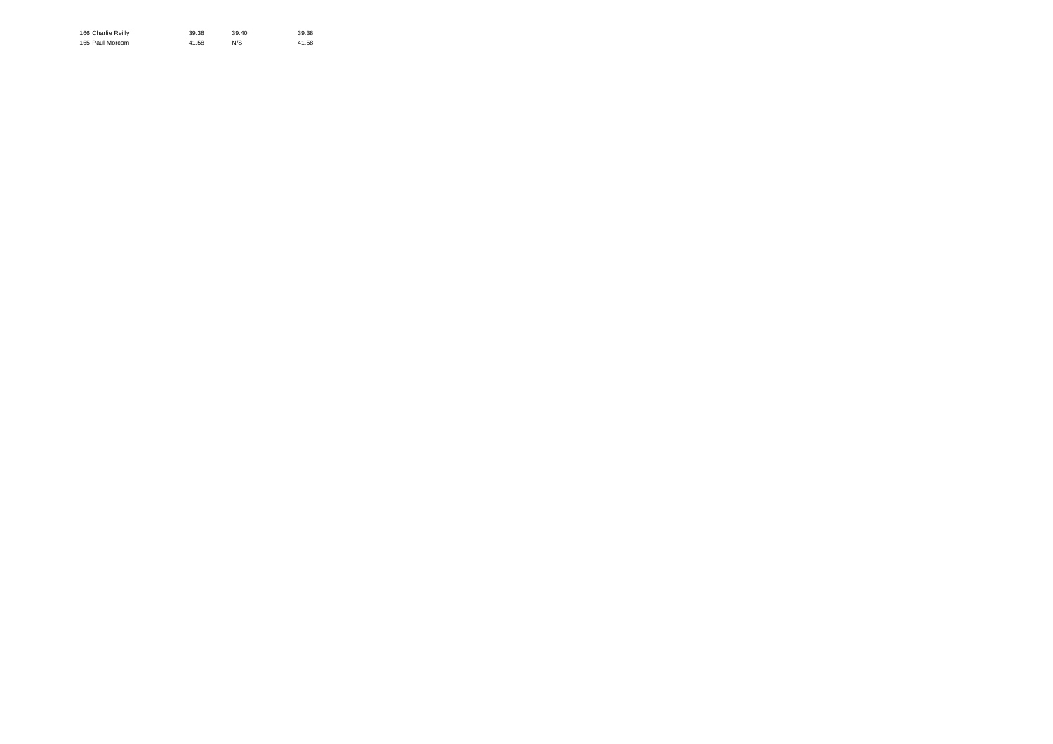| | | | | |
|---|---|---|---|---|
| 166 | Charlie Reilly | 39.38 | 39.40 | 39.38 |
| 165 | Paul Morcom | 41.58 | N/S | 41.58 |